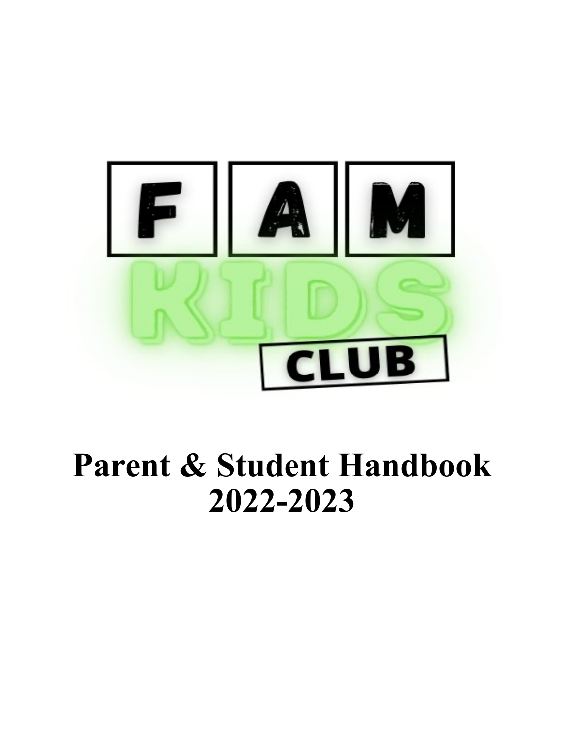# FAM KIDS CLUB

# Parent & Student Handbook 2022-2023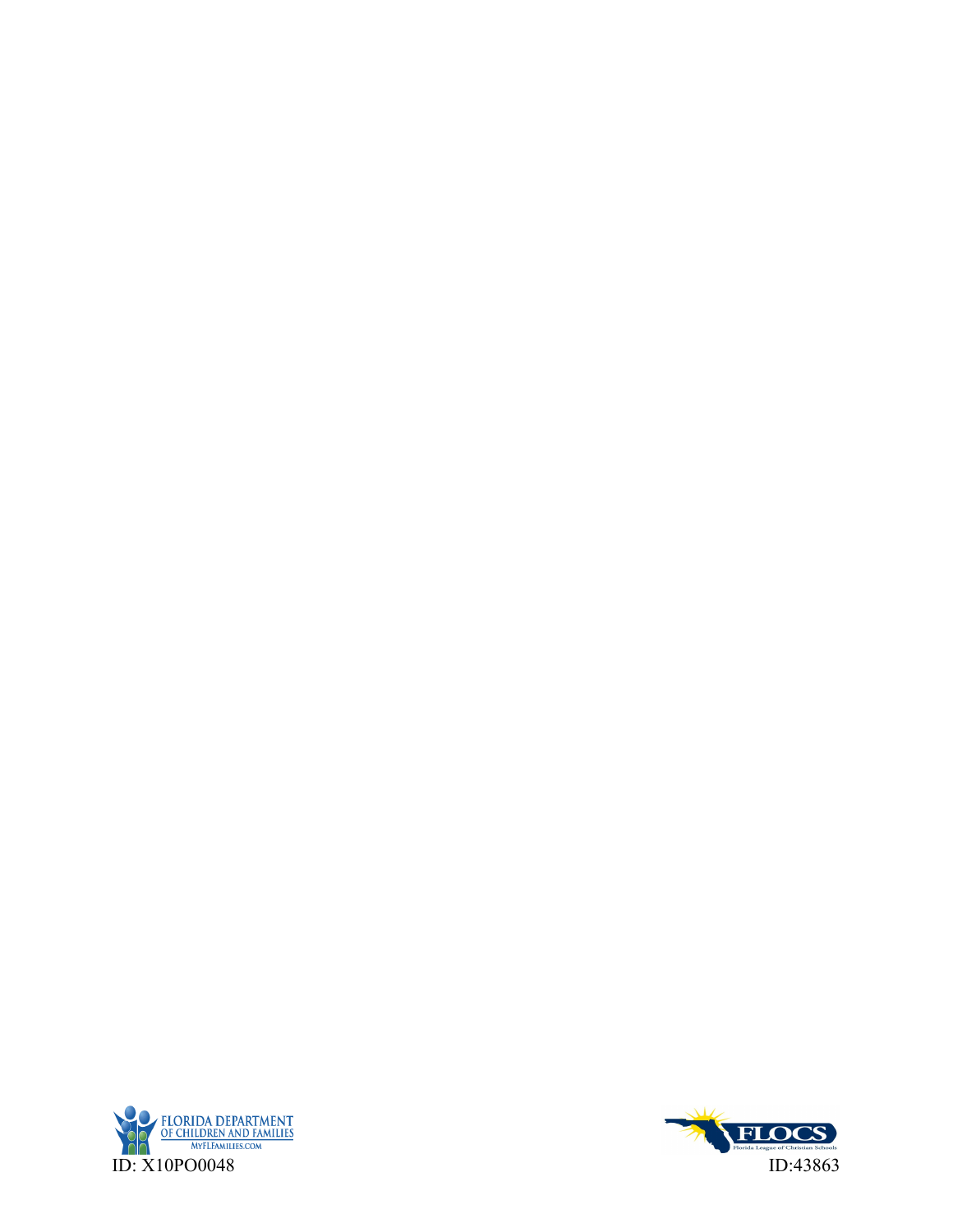FLORIDA DEPARTMENT OF CHILDREN AND FAMILIES
MYFLFAMILIES.COM

ID: X10PO0048

FLOCS
Florida League of Christian Schools

ID:43863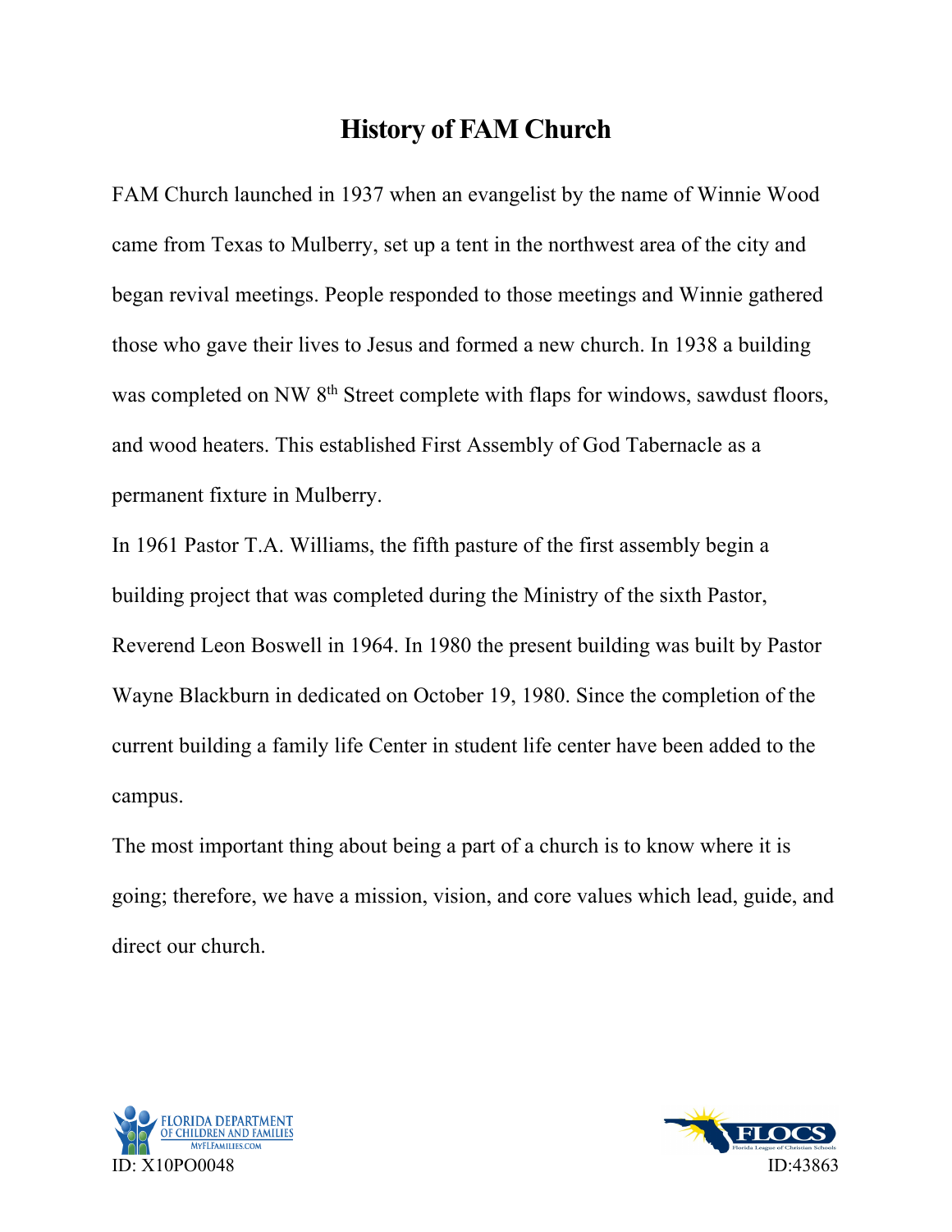# History of FAM Church

FAM Church launched in 1937 when an evangelist by the name of Winnie Wood came from Texas to Mulberry, set up a tent in the northwest area of the city and began revival meetings. People responded to those meetings and Winnie gathered those who gave their lives to Jesus and formed a new church. In 1938 a building was completed on NW 8th Street complete with flaps for windows, sawdust floors, and wood heaters. This established First Assembly of God Tabernacle as a permanent fixture in Mulberry.

In 1961 Pastor T.A. Williams, the fifth pasture of the first assembly begin a building project that was completed during the Ministry of the sixth Pastor, Reverend Leon Boswell in 1964. In 1980 the present building was built by Pastor Wayne Blackburn in dedicated on October 19, 1980. Since the completion of the current building a family life Center in student life center have been added to the campus.

The most important thing about being a part of a church is to know where it is going; therefore, we have a mission, vision, and core values which lead, guide, and direct our church.

ID: X10PO0048

ID:43863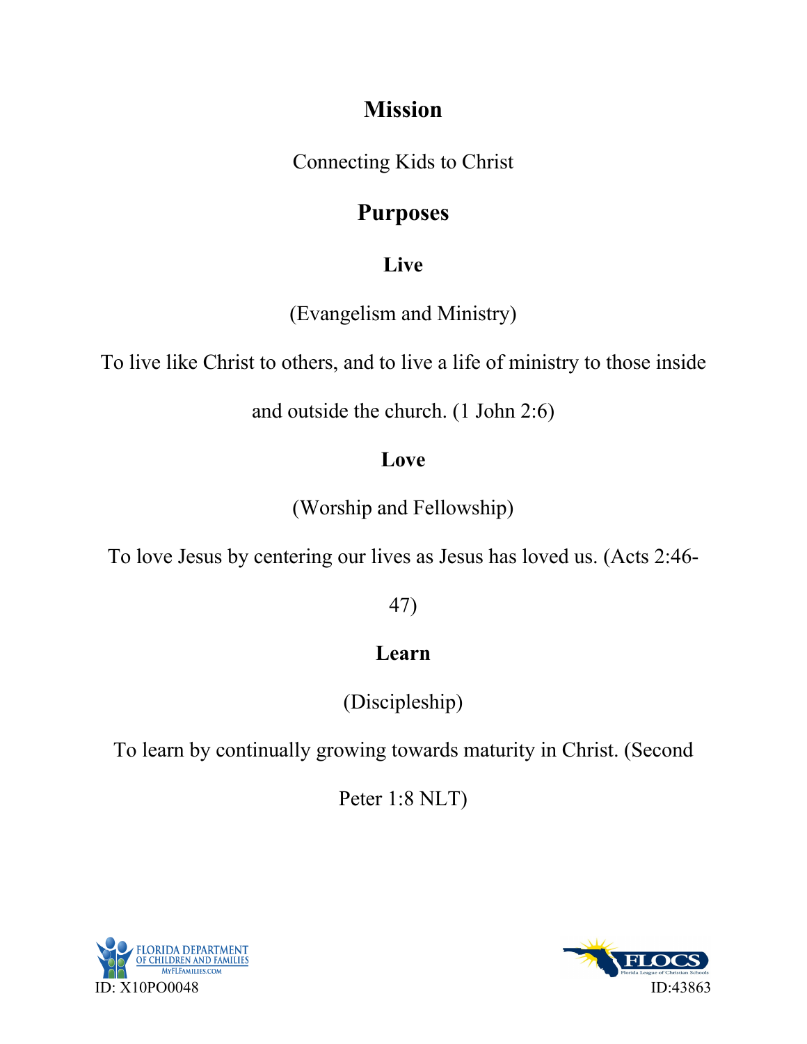# Mission

Connecting Kids to Christ

# Purposes

## Live

(Evangelism and Ministry)

To live like Christ to others, and to live a life of ministry to those inside and outside the church. (1 John 2:6)

## Love

(Worship and Fellowship)

To love Jesus by centering our lives as Jesus has loved us. (Acts 2:46-47)

## Learn

(Discipleship)

To learn by continually growing towards maturity in Christ. (Second Peter 1:8 NLT)

FLORIDA DEPARTMENT OF CHILDREN AND FAMILIES
MYFLFAMILIES.COM
ID: X10PO0048

FLOCS
Florida League of Christian Schools
ID:43863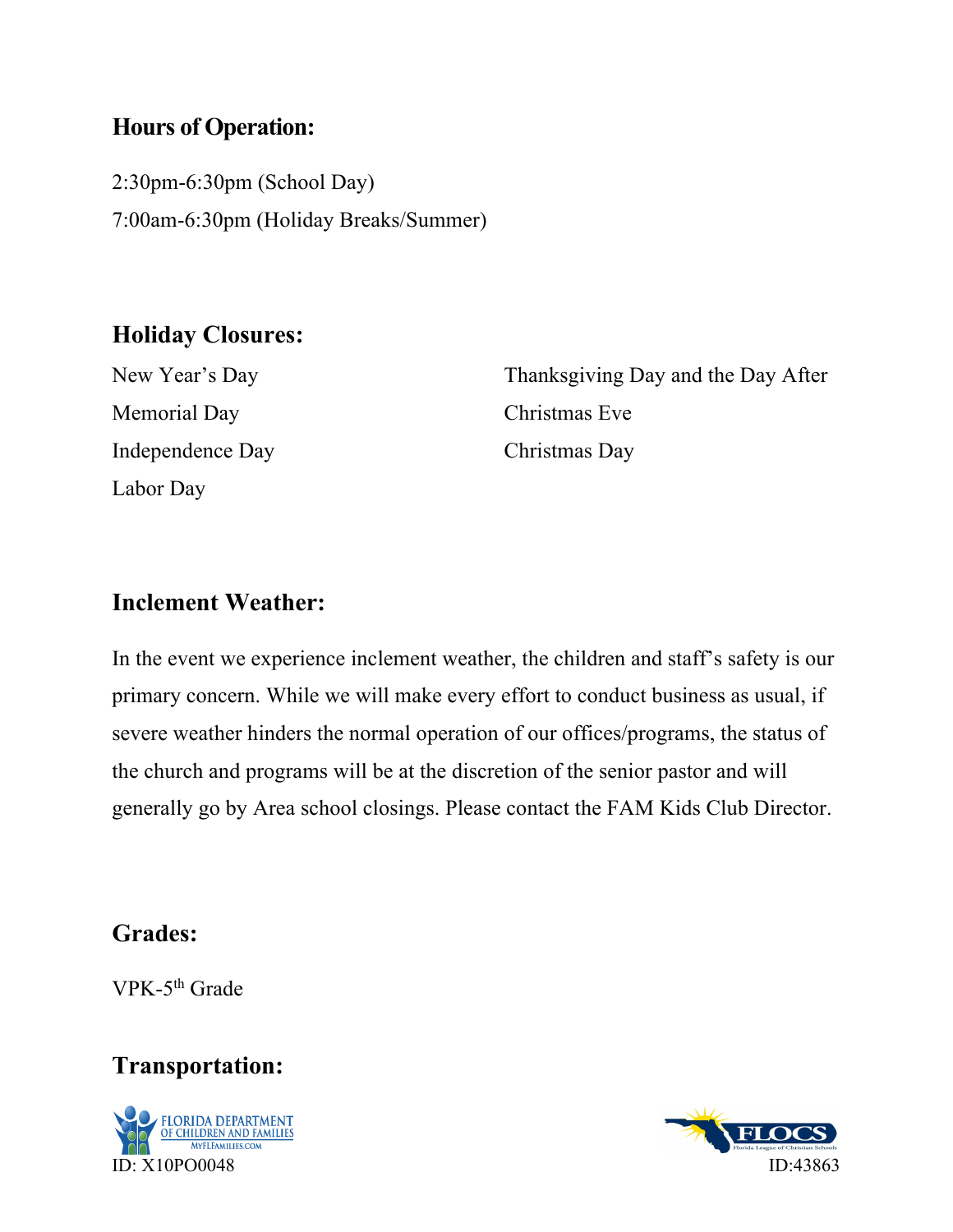## Hours of Operation:

2:30pm-6:30pm (School Day)

7:00am-6:30pm (Holiday Breaks/Summer)

## Holiday Closures:

- New Year's Day
- Memorial Day
- Independence Day
- Labor Day
- Thanksgiving Day and the Day After
- Christmas Eve
- Christmas Day

## Inclement Weather:

In the event we experience inclement weather, the children and staff's safety is our primary concern. While we will make every effort to conduct business as usual, if severe weather hinders the normal operation of our offices/programs, the status of the church and programs will be at the discretion of the senior pastor and will generally go by Area school closings. Please contact the FAM Kids Club Director.

## Grades:

VPK-5th Grade

## Transportation:

FLORIDA DEPARTMENT OF CHILDREN AND FAMILIES MYFLFAMILIES.COM
ID: X10PO0048

FLOCS Florida League of Christian Schools
ID:43863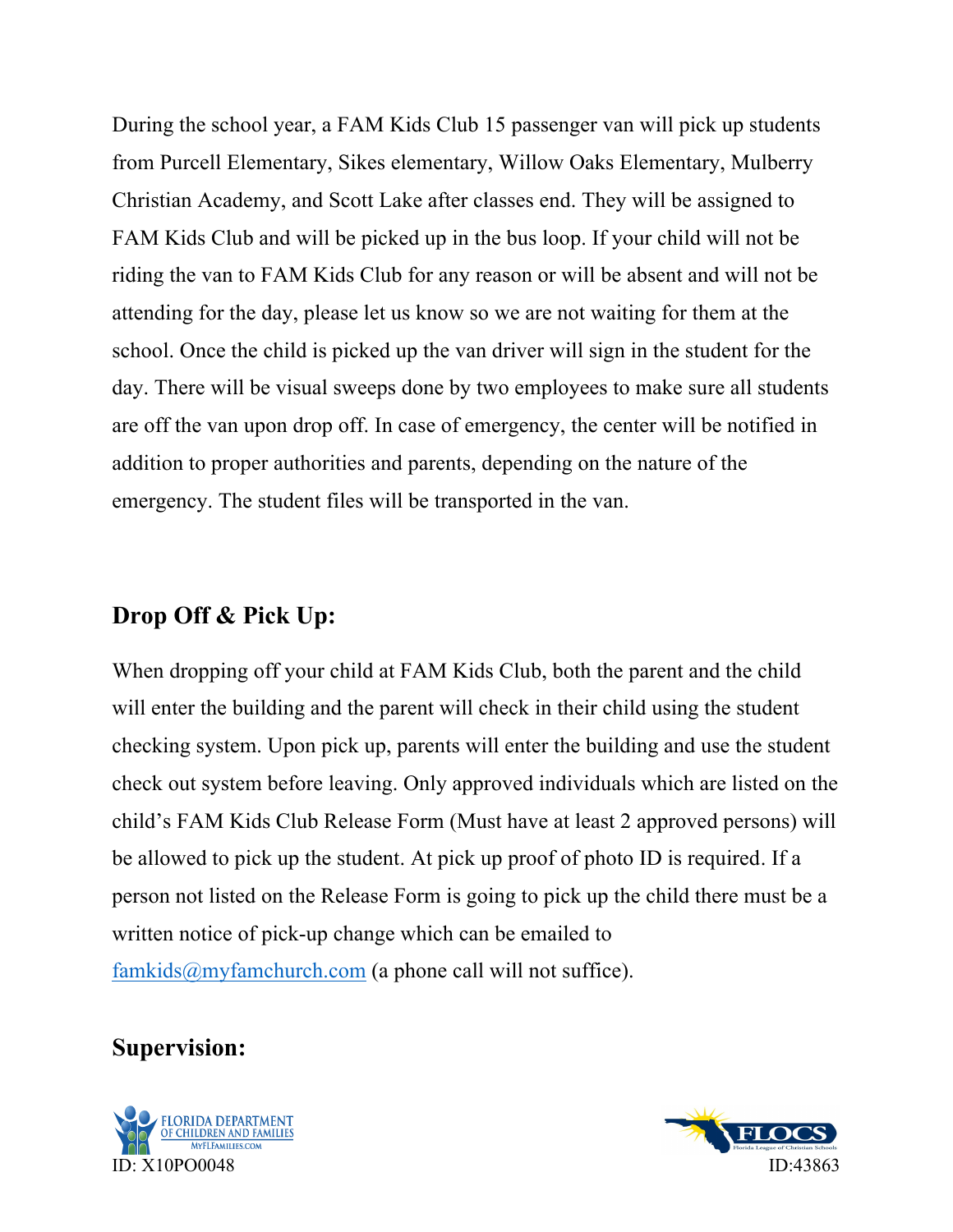During the school year, a FAM Kids Club 15 passenger van will pick up students from Purcell Elementary, Sikes elementary, Willow Oaks Elementary, Mulberry Christian Academy, and Scott Lake after classes end. They will be assigned to FAM Kids Club and will be picked up in the bus loop. If your child will not be riding the van to FAM Kids Club for any reason or will be absent and will not be attending for the day, please let us know so we are not waiting for them at the school. Once the child is picked up the van driver will sign in the student for the day. There will be visual sweeps done by two employees to make sure all students are off the van upon drop off. In case of emergency, the center will be notified in addition to proper authorities and parents, depending on the nature of the emergency. The student files will be transported in the van.

## Drop Off & Pick Up:

When dropping off your child at FAM Kids Club, both the parent and the child will enter the building and the parent will check in their child using the student checking system. Upon pick up, parents will enter the building and use the student check out system before leaving. Only approved individuals which are listed on the child's FAM Kids Club Release Form (Must have at least 2 approved persons) will be allowed to pick up the student. At pick up proof of photo ID is required. If a person not listed on the Release Form is going to pick up the child there must be a written notice of pick-up change which can be emailed to famkids@myfamchurch.com (a phone call will not suffice).

## Supervision: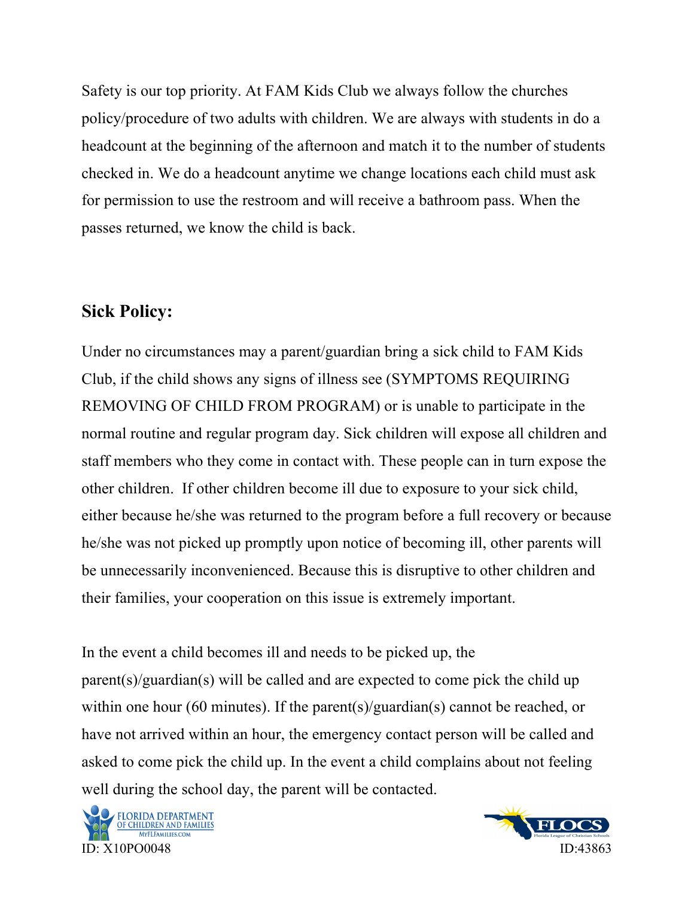Safety is our top priority. At FAM Kids Club we always follow the churches policy/procedure of two adults with children. We are always with students in do a headcount at the beginning of the afternoon and match it to the number of students checked in. We do a headcount anytime we change locations each child must ask for permission to use the restroom and will receive a bathroom pass. When the passes returned, we know the child is back.

## Sick Policy:

Under no circumstances may a parent/guardian bring a sick child to FAM Kids Club, if the child shows any signs of illness see (SYMPTOMS REQUIRING REMOVING OF CHILD FROM PROGRAM) or is unable to participate in the normal routine and regular program day. Sick children will expose all children and staff members who they come in contact with. These people can in turn expose the other children. If other children become ill due to exposure to your sick child, either because he/she was returned to the program before a full recovery or because he/she was not picked up promptly upon notice of becoming ill, other parents will be unnecessarily inconvenienced. Because this is disruptive to other children and their families, your cooperation on this issue is extremely important.

In the event a child becomes ill and needs to be picked up, the parent(s)/guardian(s) will be called and are expected to come pick the child up within one hour (60 minutes). If the parent(s)/guardian(s) cannot be reached, or have not arrived within an hour, the emergency contact person will be called and asked to come pick the child up. In the event a child complains about not feeling well during the school day, the parent will be contacted.

FLORIDA DEPARTMENT OF CHILDREN AND FAMILIES
MYFLFAMILIES.COM
ID: X10PO0048

FLOCS Florida League of Christian Schools
ID:43863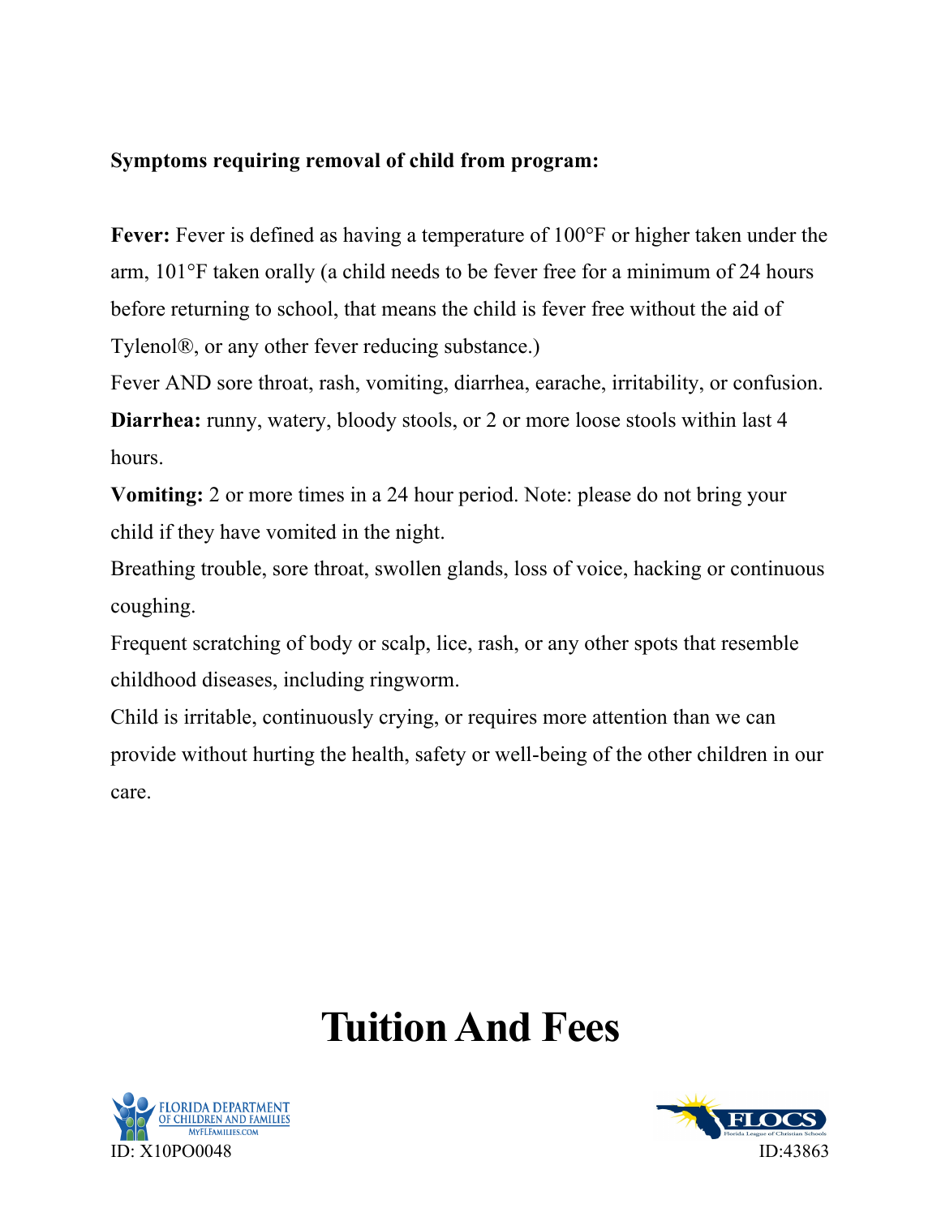**Symptoms requiring removal of child from program:**

**Fever:** Fever is defined as having a temperature of 100°F or higher taken under the arm, 101°F taken orally (a child needs to be fever free for a minimum of 24 hours before returning to school, that means the child is fever free without the aid of Tylenol®, or any other fever reducing substance.)

Fever AND sore throat, rash, vomiting, diarrhea, earache, irritability, or confusion.

**Diarrhea:** runny, watery, bloody stools, or 2 or more loose stools within last 4 hours.

**Vomiting:** 2 or more times in a 24 hour period. Note: please do not bring your child if they have vomited in the night.

Breathing trouble, sore throat, swollen glands, loss of voice, hacking or continuous coughing.

Frequent scratching of body or scalp, lice, rash, or any other spots that resemble childhood diseases, including ringworm.

Child is irritable, continuously crying, or requires more attention than we can provide without hurting the health, safety or well-being of the other children in our care.

# Tuition And Fees

FLORIDA DEPARTMENT OF CHILDREN AND FAMILIES
MYFLFAMILIES.COM
ID: X10PO0048

FLOCS
Florida League of Christian Schools
ID:43863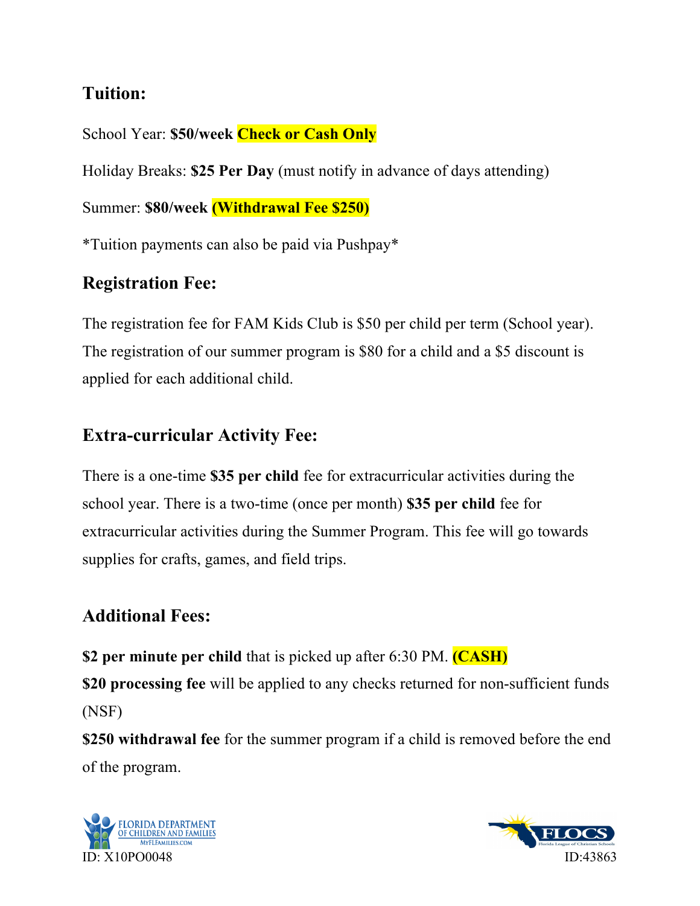## Tuition:

School Year: **$50/week** **Check or Cash Only**

Holiday Breaks: **$25 Per Day** (must notify in advance of days attending)

Summer: **$80/week** **(Withdrawal Fee $250)**

*Tuition payments can also be paid via Pushpay*

## Registration Fee:

The registration fee for FAM Kids Club is $50 per child per term (School year). The registration of our summer program is $80 for a child and a $5 discount is applied for each additional child.

## Extra-curricular Activity Fee:

There is a one-time **$35 per child** fee for extracurricular activities during the school year. There is a two-time (once per month) **$35 per child** fee for extracurricular activities during the Summer Program. This fee will go towards supplies for crafts, games, and field trips.

## Additional Fees:

**$2 per minute per child** that is picked up after 6:30 PM. **(CASH)**
**$20 processing fee** will be applied to any checks returned for non-sufficient funds (NSF)
**$250 withdrawal fee** for the summer program if a child is removed before the end of the program.

FLORIDA DEPARTMENT OF CHILDREN AND FAMILIES MYFLFAMILIES.COM
ID: X10PO0048

FLOCS Florida League of Christian Schools
ID:43863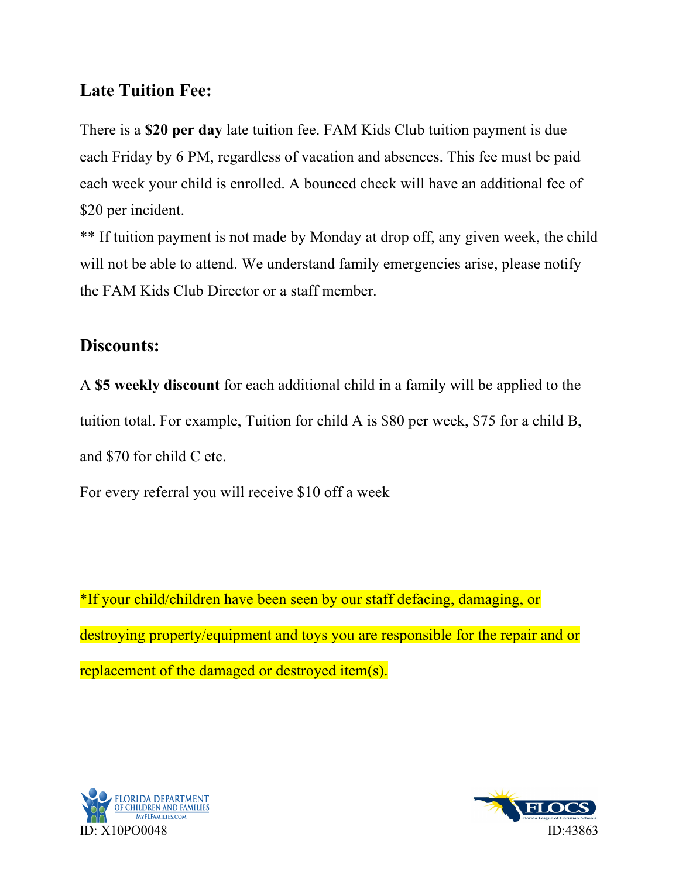## Late Tuition Fee:

There is a **$20 per day** late tuition fee. FAM Kids Club tuition payment is due each Friday by 6 PM, regardless of vacation and absences. This fee must be paid each week your child is enrolled. A bounced check will have an additional fee of $20 per incident.

** If tuition payment is not made by Monday at drop off, any given week, the child will not be able to attend. We understand family emergencies arise, please notify the FAM Kids Club Director or a staff member.

## Discounts:

A **$5 weekly discount** for each additional child in a family will be applied to the tuition total. For example, Tuition for child A is $80 per week, $75 for a child B, and $70 for child C etc.

For every referral you will receive $10 off a week

*If your child/children have been seen by our staff defacing, damaging, or destroying property/equipment and toys you are responsible for the repair and or replacement of the damaged or destroyed item(s).

FLORIDA DEPARTMENT OF CHILDREN AND FAMILIES
MYFLFAMILIES.COM
ID: X10PO0048

FLOCS
Florida League of Christian Schools
ID:43863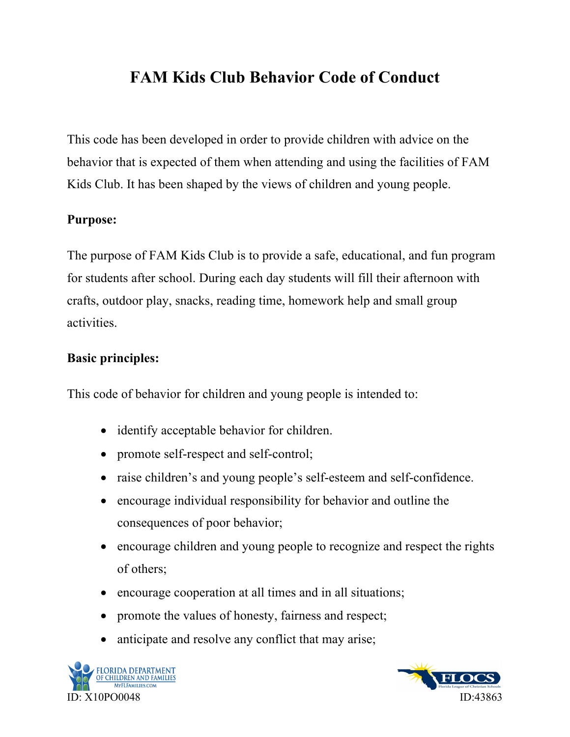# FAM Kids Club Behavior Code of Conduct

This code has been developed in order to provide children with advice on the behavior that is expected of them when attending and using the facilities of FAM Kids Club. It has been shaped by the views of children and young people.

**Purpose:**

The purpose of FAM Kids Club is to provide a safe, educational, and fun program for students after school. During each day students will fill their afternoon with crafts, outdoor play, snacks, reading time, homework help and small group activities.

**Basic principles:**

This code of behavior for children and young people is intended to:

- identify acceptable behavior for children.
- promote self-respect and self-control;
- raise children's and young people's self-esteem and self-confidence.
- encourage individual responsibility for behavior and outline the consequences of poor behavior;
- encourage children and young people to recognize and respect the rights of others;
- encourage cooperation at all times and in all situations;
- promote the values of honesty, fairness and respect;
- anticipate and resolve any conflict that may arise;

ID: X10PO0048

ID:43863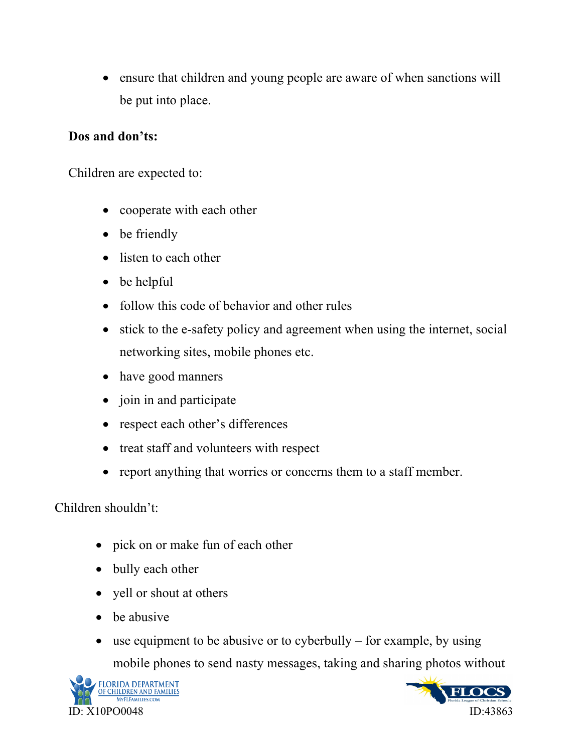- ensure that children and young people are aware of when sanctions will be put into place.

**Dos and don'ts:**

Children are expected to:

- cooperate with each other
- be friendly
- listen to each other
- be helpful
- follow this code of behavior and other rules
- stick to the e-safety policy and agreement when using the internet, social networking sites, mobile phones etc.
- have good manners
- join in and participate
- respect each other's differences
- treat staff and volunteers with respect
- report anything that worries or concerns them to a staff member.

Children shouldn't:

- pick on or make fun of each other
- bully each other
- yell or shout at others
- be abusive
- use equipment to be abusive or to cyberbully – for example, by using mobile phones to send nasty messages, taking and sharing photos without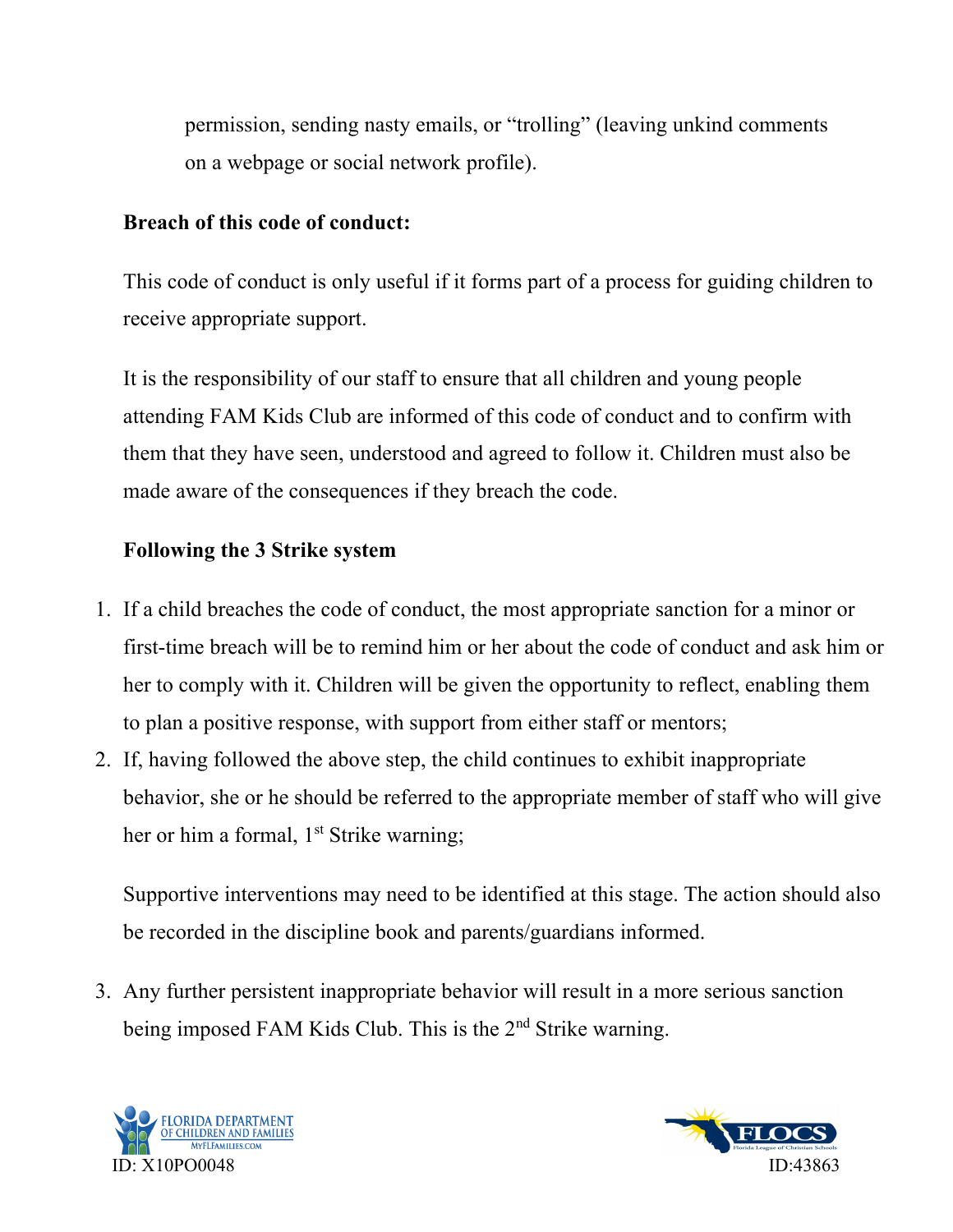permission, sending nasty emails, or "trolling" (leaving unkind comments on a webpage or social network profile).

**Breach of this code of conduct:**

This code of conduct is only useful if it forms part of a process for guiding children to receive appropriate support.

It is the responsibility of our staff to ensure that all children and young people attending FAM Kids Club are informed of this code of conduct and to confirm with them that they have seen, understood and agreed to follow it. Children must also be made aware of the consequences if they breach the code.

**Following the 3 Strike system**

1. If a child breaches the code of conduct, the most appropriate sanction for a minor or first-time breach will be to remind him or her about the code of conduct and ask him or her to comply with it. Children will be given the opportunity to reflect, enabling them to plan a positive response, with support from either staff or mentors;
2. If, having followed the above step, the child continues to exhibit inappropriate behavior, she or he should be referred to the appropriate member of staff who will give her or him a formal, 1st Strike warning;

   Supportive interventions may need to be identified at this stage. The action should also be recorded in the discipline book and parents/guardians informed.

3. Any further persistent inappropriate behavior will result in a more serious sanction being imposed FAM Kids Club. This is the 2nd Strike warning.

ID: X10PO0048

ID:43863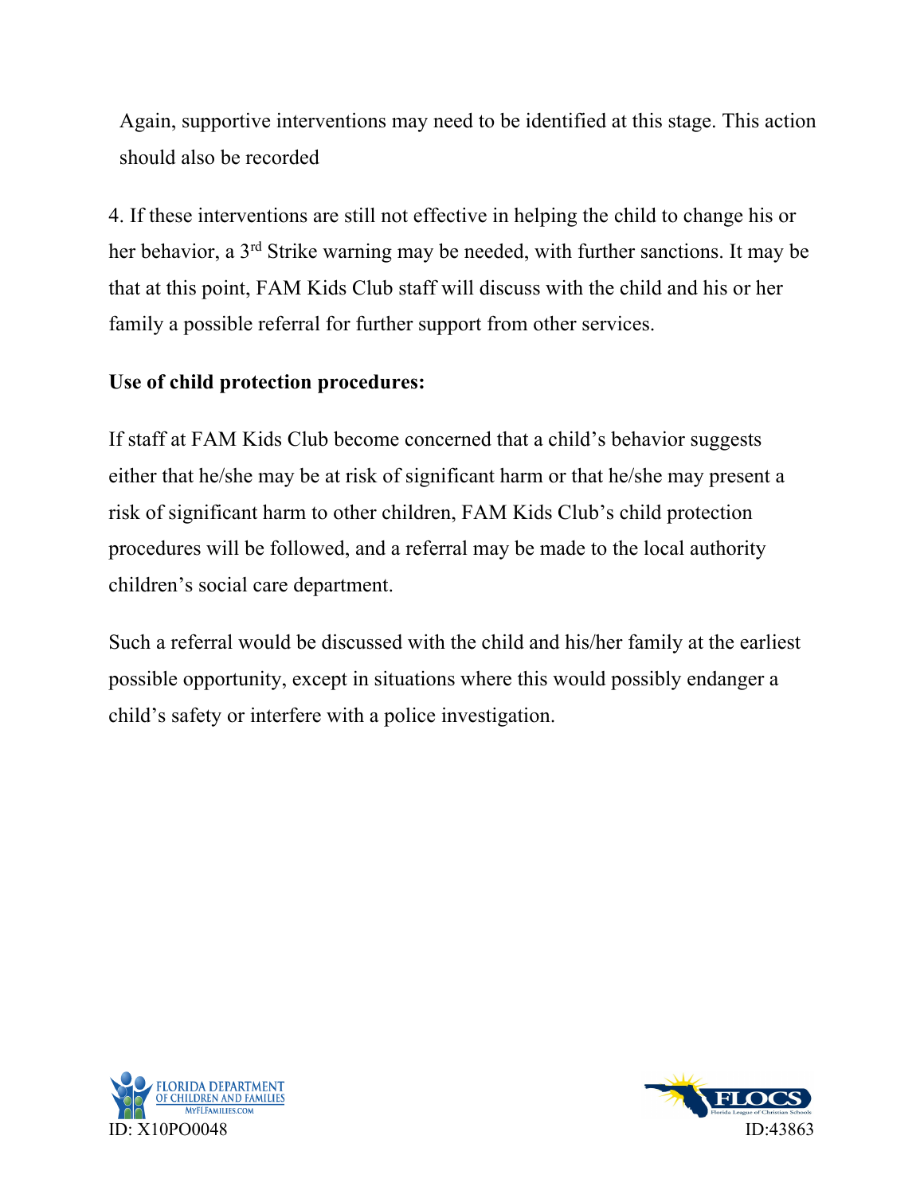Again, supportive interventions may need to be identified at this stage. This action should also be recorded

4. If these interventions are still not effective in helping the child to change his or her behavior, a 3rd Strike warning may be needed, with further sanctions. It may be that at this point, FAM Kids Club staff will discuss with the child and his or her family a possible referral for further support from other services.

**Use of child protection procedures:**

If staff at FAM Kids Club become concerned that a child's behavior suggests either that he/she may be at risk of significant harm or that he/she may present a risk of significant harm to other children, FAM Kids Club's child protection procedures will be followed, and a referral may be made to the local authority children's social care department.

Such a referral would be discussed with the child and his/her family at the earliest possible opportunity, except in situations where this would possibly endanger a child's safety or interfere with a police investigation.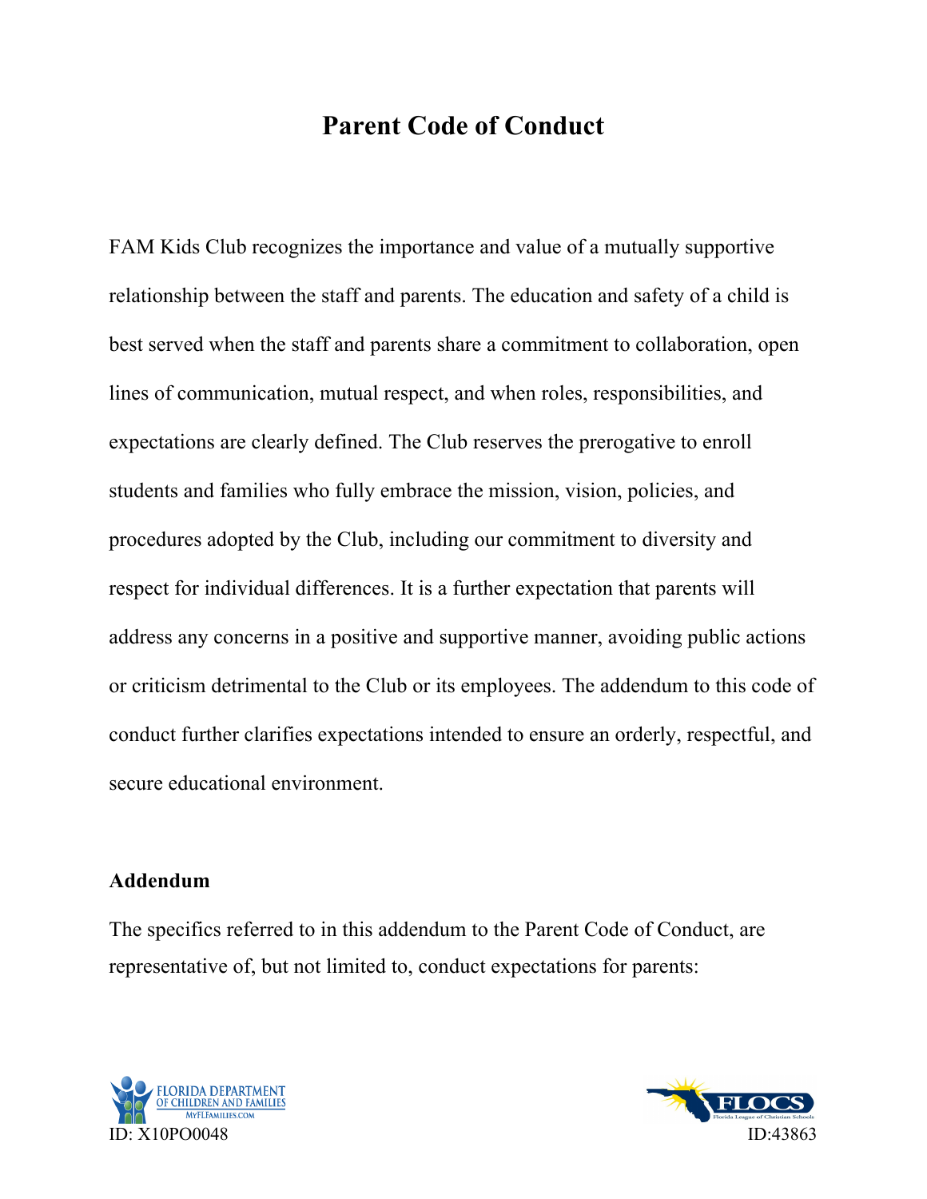# Parent Code of Conduct

FAM Kids Club recognizes the importance and value of a mutually supportive relationship between the staff and parents. The education and safety of a child is best served when the staff and parents share a commitment to collaboration, open lines of communication, mutual respect, and when roles, responsibilities, and expectations are clearly defined. The Club reserves the prerogative to enroll students and families who fully embrace the mission, vision, policies, and procedures adopted by the Club, including our commitment to diversity and respect for individual differences. It is a further expectation that parents will address any concerns in a positive and supportive manner, avoiding public actions or criticism detrimental to the Club or its employees. The addendum to this code of conduct further clarifies expectations intended to ensure an orderly, respectful, and secure educational environment.

**Addendum**

The specifics referred to in this addendum to the Parent Code of Conduct, are representative of, but not limited to, conduct expectations for parents:

FLORIDA DEPARTMENT OF CHILDREN AND FAMILIES
MYFLFAMILIES.COM
ID: X10PO0048

FLOCS
Florida League of Christian Schools
ID:43863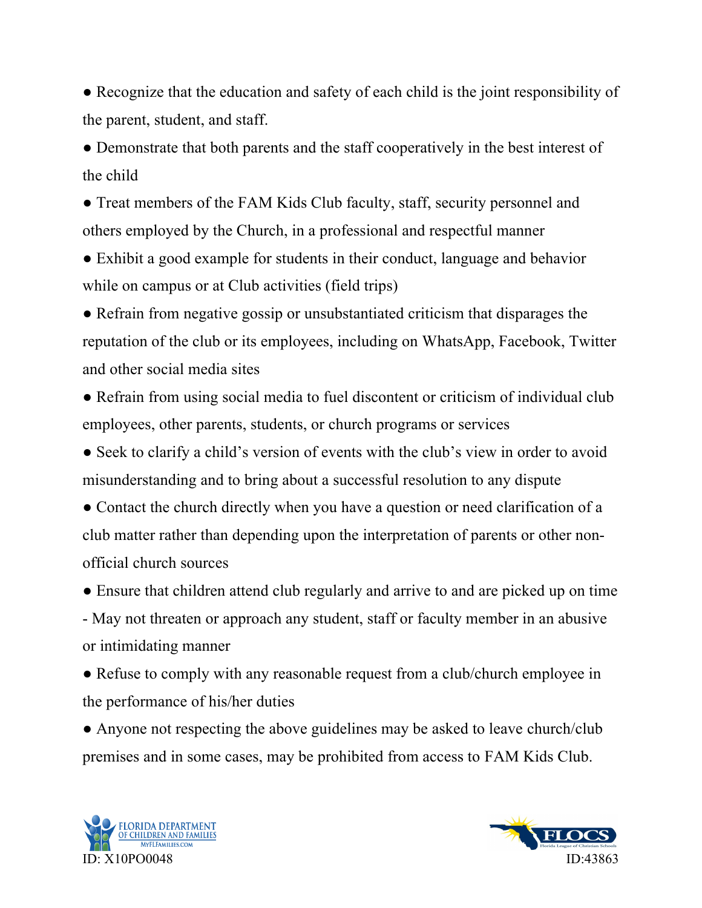- Recognize that the education and safety of each child is the joint responsibility of the parent, student, and staff.
- Demonstrate that both parents and the staff cooperatively in the best interest of the child
- Treat members of the FAM Kids Club faculty, staff, security personnel and others employed by the Church, in a professional and respectful manner
- Exhibit a good example for students in their conduct, language and behavior while on campus or at Club activities (field trips)
- Refrain from negative gossip or unsubstantiated criticism that disparages the reputation of the club or its employees, including on WhatsApp, Facebook, Twitter and other social media sites
- Refrain from using social media to fuel discontent or criticism of individual club employees, other parents, students, or church programs or services
- Seek to clarify a child's version of events with the club's view in order to avoid misunderstanding and to bring about a successful resolution to any dispute
- Contact the church directly when you have a question or need clarification of a club matter rather than depending upon the interpretation of parents or other non-official church sources
- Ensure that children attend club regularly and arrive to and are picked up on time

- May not threaten or approach any student, staff or faculty member in an abusive or intimidating manner

- Refuse to comply with any reasonable request from a club/church employee in the performance of his/her duties
- Anyone not respecting the above guidelines may be asked to leave church/club premises and in some cases, may be prohibited from access to FAM Kids Club.

FLORIDA DEPARTMENT OF CHILDREN AND FAMILIES
MYFLFAMILIES.COM
ID: X10PO0048

FLOCS
Florida League of Christian Schools
ID:43863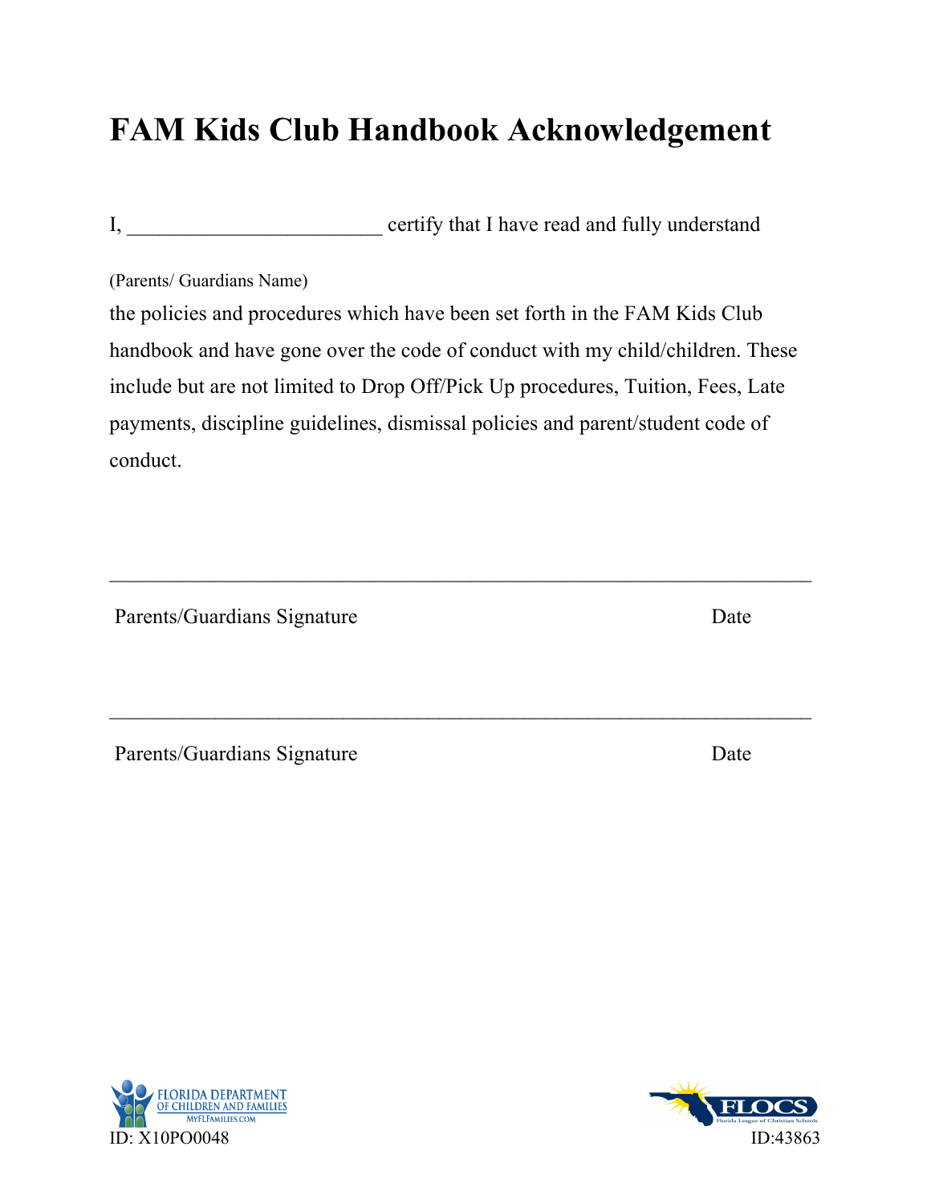# FAM Kids Club Handbook Acknowledgement

I, ________________________ certify that I have read and fully understand

(Parents/ Guardians Name)

the policies and procedures which have been set forth in the FAM Kids Club handbook and have gone over the code of conduct with my child/children. These include but are not limited to Drop Off/Pick Up procedures, Tuition, Fees, Late payments, discipline guidelines, dismissal policies and parent/student code of conduct.

_________________________________________________________________

Parents/Guardians Signature Date

_________________________________________________________________

Parents/Guardians Signature Date

FLORIDA DEPARTMENT OF CHILDREN AND FAMILIES
MYFLFAMILIES.COM
ID: X10PO0048

FLOCS
Florida League of Christian Schools
ID:43863